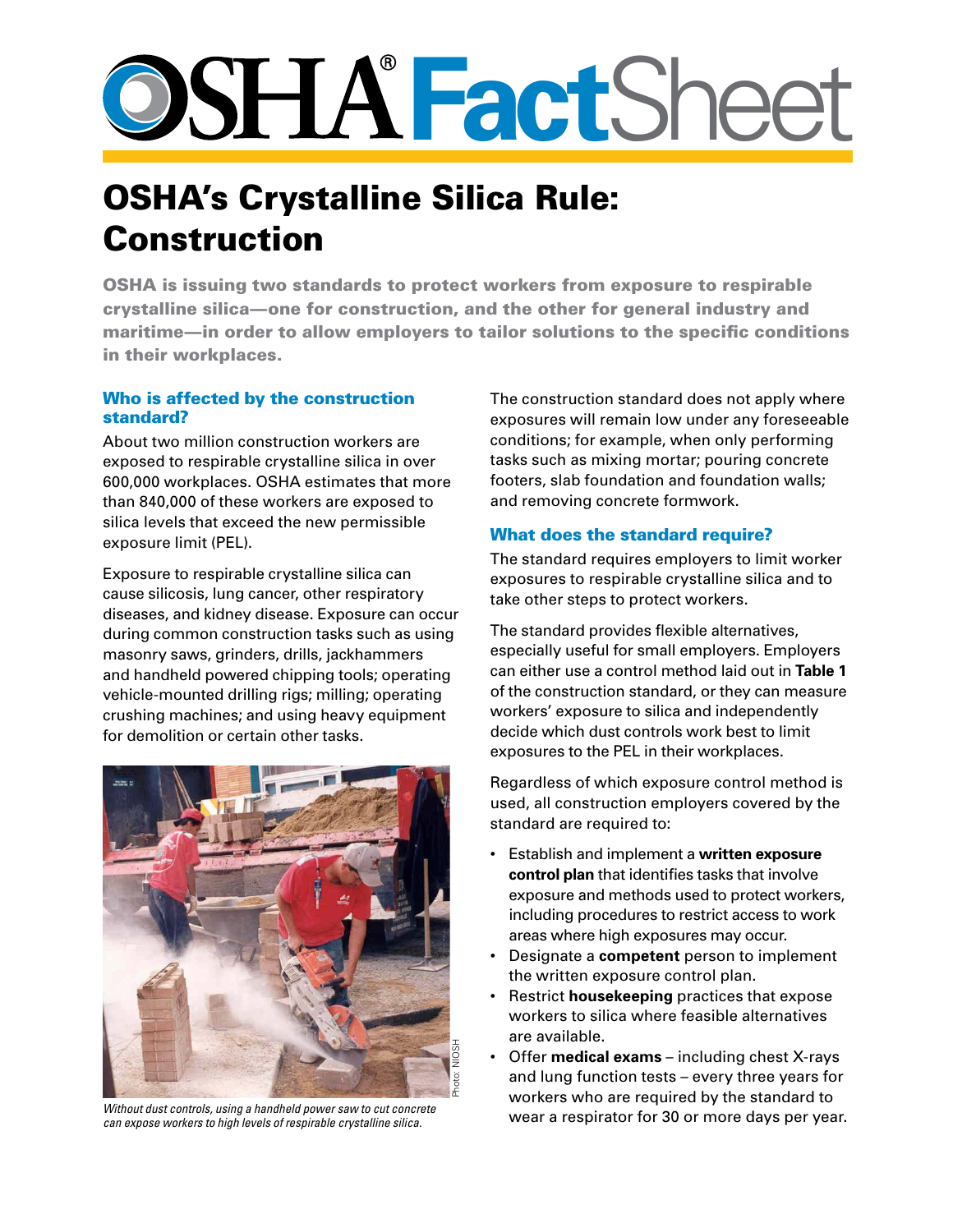# OSHA FactSheet

# OSHA's Crystalline Silica Rule: Construction

**OSHA is issuing two standards to protect workers from exposure to respirable crystalline silica—one for construction, and the other for general industry and maritime—in order to allow employers to tailor solutions to the specific conditions in their workplaces.**

## Who is affected by the construction standard?

About two million construction workers are exposed to respirable crystalline silica in over 600,000 workplaces. OSHA estimates that more than 840,000 of these workers are exposed to silica levels that exceed the new permissible exposure limit (PEL).

Exposure to respirable crystalline silica can cause silicosis, lung cancer, other respiratory diseases, and kidney disease. Exposure can occur during common construction tasks such as using masonry saws, grinders, drills, jackhammers and handheld powered chipping tools; operating vehicle-mounted drilling rigs; milling; operating crushing machines; and using heavy equipment for demolition or certain other tasks.

Photo: NIOSH

*Without dust controls, using a handheld power saw to cut concrete can expose workers to high levels of respirable crystalline silica.*

The construction standard does not apply where exposures will remain low under any foreseeable conditions; for example, when only performing tasks such as mixing mortar; pouring concrete footers, slab foundation and foundation walls; and removing concrete formwork.

## What does the standard require?

The standard requires employers to limit worker exposures to respirable crystalline silica and to take other steps to protect workers.

The standard provides flexible alternatives, especially useful for small employers. Employers can either use a control method laid out in **Table 1** of the construction standard, or they can measure workers' exposure to silica and independently decide which dust controls work best to limit exposures to the PEL in their workplaces.

Regardless of which exposure control method is used, all construction employers covered by the standard are required to:

- Establish and implement a **written exposure control plan** that identifies tasks that involve exposure and methods used to protect workers, including procedures to restrict access to work areas where high exposures may occur.
- Designate a **competent** person to implement the written exposure control plan.
- Restrict **housekeeping** practices that expose workers to silica where feasible alternatives are available.
- Offer **medical exams** – including chest X-rays and lung function tests – every three years for workers who are required by the standard to wear a respirator for 30 or more days per year.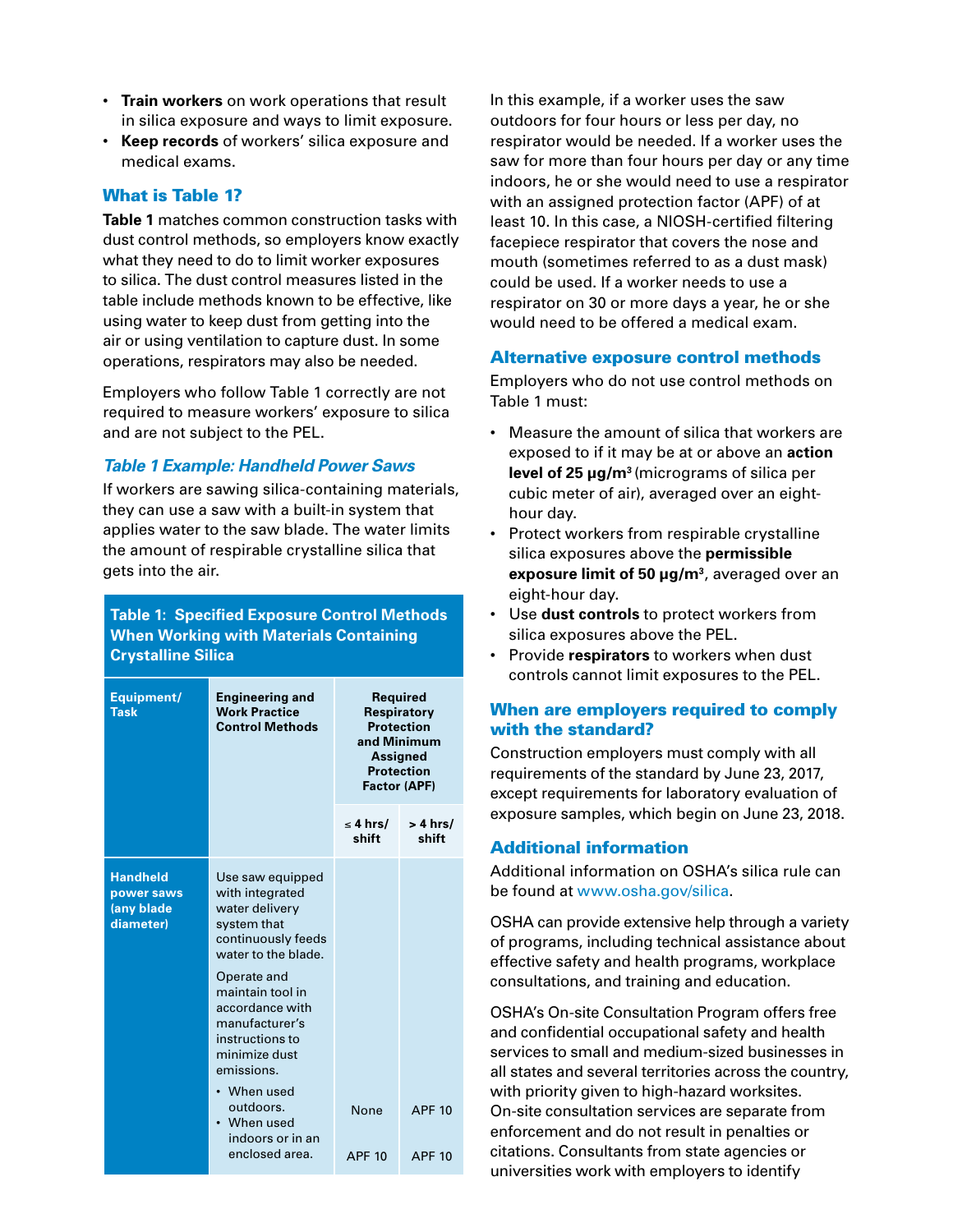- **Train workers** on work operations that result in silica exposure and ways to limit exposure.
- **Keep records** of workers' silica exposure and medical exams.

## What is Table 1?

**Table 1** matches common construction tasks with dust control methods, so employers know exactly what they need to do to limit worker exposures to silica. The dust control measures listed in the table include methods known to be effective, like using water to keep dust from getting into the air or using ventilation to capture dust. In some operations, respirators may also be needed.

Employers who follow Table 1 correctly are not required to measure workers' exposure to silica and are not subject to the PEL.

### *Table 1 Example: Handheld Power Saws*

If workers are sawing silica-containing materials, they can use a saw with a built-in system that applies water to the saw blade. The water limits the amount of respirable crystalline silica that gets into the air.

**Table 1: Specified Exposure Control Methods When Working with Materials Containing Crystalline Silica**

| Equipment/ Task | Engineering and Work Practice Control Methods | Required Respiratory Protection and Minimum Assigned Protection Factor (APF) | |
|---|---|---|---|
| | | ≤ 4 hrs/ shift | > 4 hrs/ shift |
| Handheld power saws (any blade diameter) | Use saw equipped with integrated water delivery system that continuously feeds water to the blade. Operate and maintain tool in accordance with manufacturer's instructions to minimize dust emissions. | | |
| | • When used outdoors. | None | APF 10 |
| | • When used indoors or in an enclosed area. | APF 10 | APF 10 |

In this example, if a worker uses the saw outdoors for four hours or less per day, no respirator would be needed. If a worker uses the saw for more than four hours per day or any time indoors, he or she would need to use a respirator with an assigned protection factor (APF) of at least 10. In this case, a NIOSH-certified filtering facepiece respirator that covers the nose and mouth (sometimes referred to as a dust mask) could be used. If a worker needs to use a respirator on 30 or more days a year, he or she would need to be offered a medical exam.

## Alternative exposure control methods

Employers who do not use control methods on Table 1 must:

- Measure the amount of silica that workers are exposed to if it may be at or above an **action level of 25 μg/m³** (micrograms of silica per cubic meter of air), averaged over an eight-hour day.
- Protect workers from respirable crystalline silica exposures above the **permissible exposure limit of 50 μg/m³**, averaged over an eight-hour day.
- Use **dust controls** to protect workers from silica exposures above the PEL.
- Provide **respirators** to workers when dust controls cannot limit exposures to the PEL.

## When are employers required to comply with the standard?

Construction employers must comply with all requirements of the standard by June 23, 2017, except requirements for laboratory evaluation of exposure samples, which begin on June 23, 2018.

## Additional information

Additional information on OSHA's silica rule can be found at www.osha.gov/silica.

OSHA can provide extensive help through a variety of programs, including technical assistance about effective safety and health programs, workplace consultations, and training and education.

OSHA's On-site Consultation Program offers free and confidential occupational safety and health services to small and medium-sized businesses in all states and several territories across the country, with priority given to high-hazard worksites. On-site consultation services are separate from enforcement and do not result in penalties or citations. Consultants from state agencies or universities work with employers to identify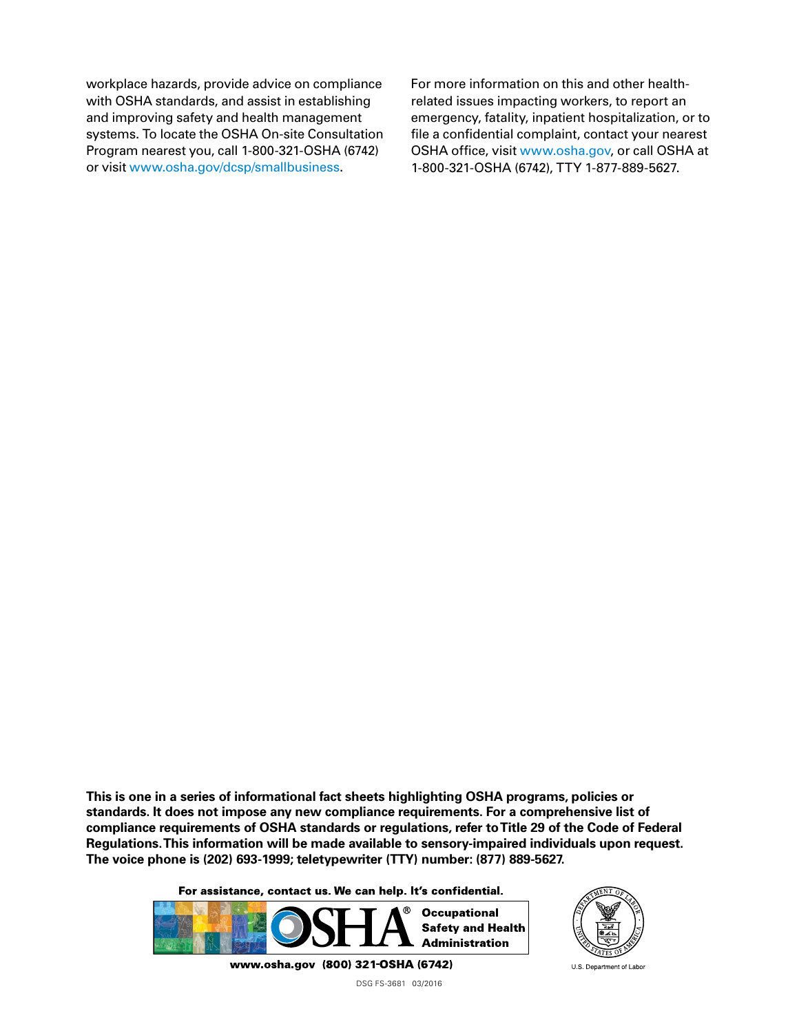workplace hazards, provide advice on compliance with OSHA standards, and assist in establishing and improving safety and health management systems. To locate the OSHA On-site Consultation Program nearest you, call 1-800-321-OSHA (6742) or visit www.osha.gov/dcsp/smallbusiness.

For more information on this and other health-related issues impacting workers, to report an emergency, fatality, inpatient hospitalization, or to file a confidential complaint, contact your nearest OSHA office, visit www.osha.gov, or call OSHA at 1-800-321-OSHA (6742), TTY 1-877-889-5627.

**This is one in a series of informational fact sheets highlighting OSHA programs, policies or standards. It does not impose any new compliance requirements. For a comprehensive list of compliance requirements of OSHA standards or regulations, refer to Title 29 of the Code of Federal Regulations. This information will be made available to sensory-impaired individuals upon request. The voice phone is (202) 693-1999; teletypewriter (TTY) number: (877) 889-5627.**

**For assistance, contact us. We can help. It's confidential.**

**OSHA® Occupational Safety and Health Administration**

**www.osha.gov (800) 321-OSHA (6742)**

U.S. Department of Labor

DSG FS-3681 03/2016